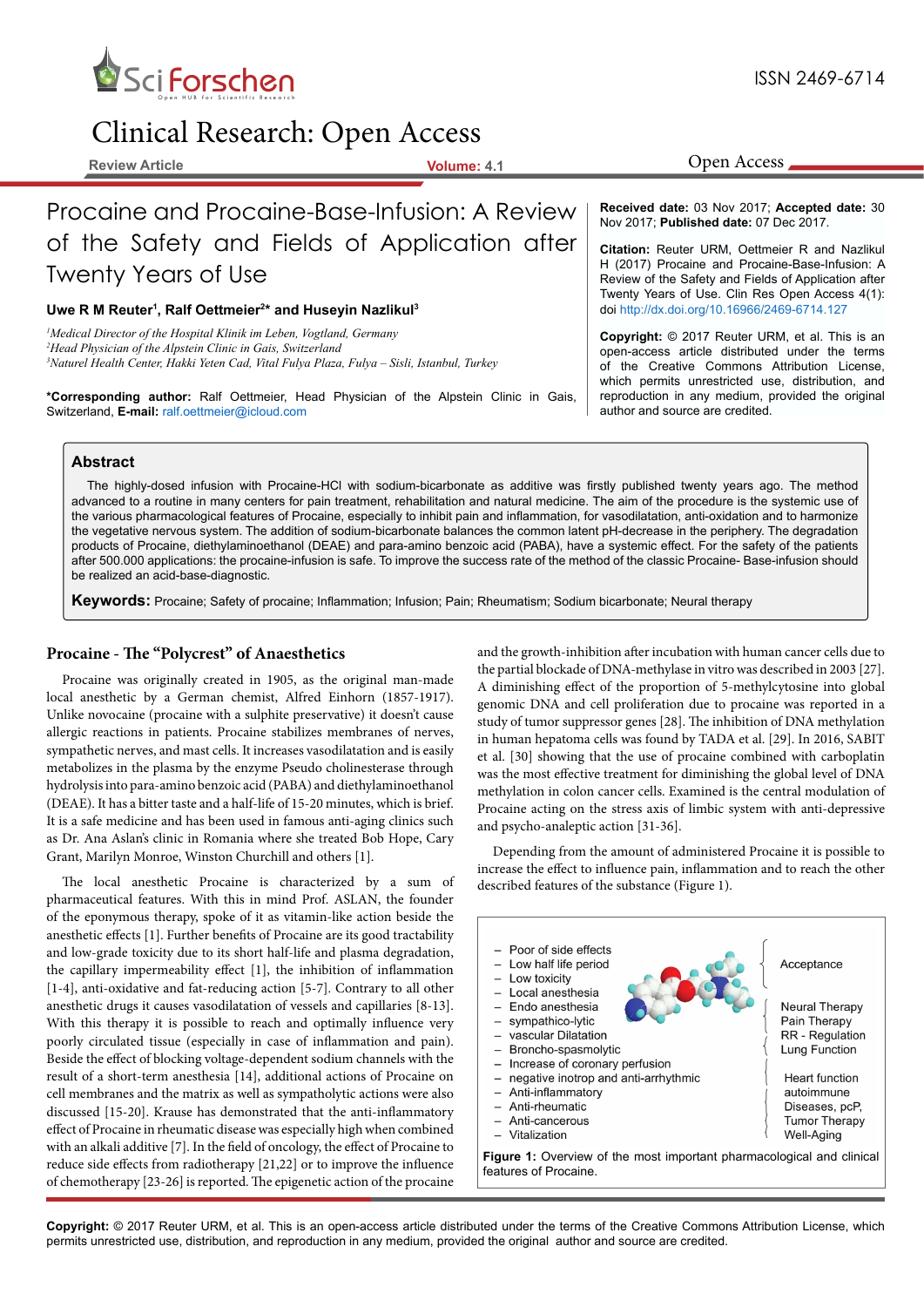Review Article

# Procaine and Procaine-Base-Infusion: A Review of the Safety and Fields of Application after Twenty Years of Use

**Uwe R M Reuter[1], Ralf Oettmeier[2]* and Huseyin Nazlikul[3]**

[1]*Medical Director of the Hospital Klinik im Leben, Vogtland, Germany*
[2]*Head Physician of the Alpstein Clinic in Gais, Switzerland*
[3]*Naturel Health Center, Hakki Yeten Cad, Vital Fulya Plaza, Fulya – Sisli, Istanbul, Turkey*

**\*Corresponding author:** Ralf Oettmeier, Head Physician of the Alpstein Clinic in Gais, Switzerland, **E-mail:** ralf.oettmeier@icloud.com

**Received date:** 03 Nov 2017; **Accepted date:** 30 Nov 2017; **Published date:** 07 Dec 2017.

**Citation:** Reuter URM, Oettmeier R and Nazlikul H (2017) Procaine and Procaine-Base-Infusion: A Review of the Safety and Fields of Application after Twenty Years of Use. Clin Res Open Access 4(1): doi http://dx.doi.org/10.16966/2469-6714.127

**Copyright:** © 2017 Reuter URM, et al. This is an open-access article distributed under the terms of the Creative Commons Attribution License, which permits unrestricted use, distribution, and reproduction in any medium, provided the original author and source are credited.

## Abstract

The highly-dosed infusion with Procaine-HCl with sodium-bicarbonate as additive was firstly published twenty years ago. The method advanced to a routine in many centers for pain treatment, rehabilitation and natural medicine. The aim of the procedure is the systemic use of the various pharmacological features of Procaine, especially to inhibit pain and inflammation, for vasodilatation, anti-oxidation and to harmonize the vegetative nervous system. The addition of sodium-bicarbonate balances the common latent pH-decrease in the periphery. The degradation products of Procaine, diethylaminoethanol (DEAE) and para-amino benzoic acid (PABA), have a systemic effect. For the safety of the patients after 500.000 applications: the procaine-infusion is safe. To improve the success rate of the method of the classic Procaine- Base-infusion should be realized an acid-base-diagnostic.

**Keywords:** Procaine; Safety of procaine; Inflammation; Infusion; Pain; Rheumatism; Sodium bicarbonate; Neural therapy

## Procaine - The "Polycrest" of Anaesthetics

Procaine was originally created in 1905, as the original man-made local anesthetic by a German chemist, Alfred Einhorn (1857-1917). Unlike novocaine (procaine with a sulphite preservative) it doesn't cause allergic reactions in patients. Procaine stabilizes membranes of nerves, sympathetic nerves, and mast cells. It increases vasodilatation and is easily metabolizes in the plasma by the enzyme Pseudo cholinesterase through hydrolysis into para-amino benzoic acid (PABA) and diethylaminoethanol (DEAE). It has a bitter taste and a half-life of 15-20 minutes, which is brief. It is a safe medicine and has been used in famous anti-aging clinics such as Dr. Ana Aslan's clinic in Romania where she treated Bob Hope, Cary Grant, Marilyn Monroe, Winston Churchill and others [1].

The local anesthetic Procaine is characterized by a sum of pharmaceutical features. With this in mind Prof. ASLAN, the founder of the eponymous therapy, spoke of it as vitamin-like action beside the anesthetic effects [1]. Further benefits of Procaine are its good tractability and low-grade toxicity due to its short half-life and plasma degradation, the capillary impermeability effect [1], the inhibition of inflammation [1-4], anti-oxidative and fat-reducing action [5-7]. Contrary to all other anesthetic drugs it causes vasodilatation of vessels and capillaries [8-13]. With this therapy it is possible to reach and optimally influence very poorly circulated tissue (especially in case of inflammation and pain). Beside the effect of blocking voltage-dependent sodium channels with the result of a short-term anesthesia [14], additional actions of Procaine on cell membranes and the matrix as well as sympatholytic actions were also discussed [15-20]. Krause has demonstrated that the anti-inflammatory effect of Procaine in rheumatic disease was especially high when combined with an alkali additive [7]. In the field of oncology, the effect of Procaine to reduce side effects from radiotherapy [21,22] or to improve the influence of chemotherapy [23-26] is reported. The epigenetic action of the procaine and the growth-inhibition after incubation with human cancer cells due to the partial blockade of DNA-methylase in vitro was described in 2003 [27]. A diminishing effect of the proportion of 5-methylcytosine into global genomic DNA and cell proliferation due to procaine was reported in a study of tumor suppressor genes [28]. The inhibition of DNA methylation in human hepatoma cells was found by TADA et al. [29]. In 2016, SABIT et al. [30] showing that the use of procaine combined with carboplatin was the most effective treatment for diminishing the global level of DNA methylation in colon cancer cells. Examined is the central modulation of Procaine acting on the stress axis of limbic system with anti-depressive and psycho-analeptic action [31-36].

Depending from the amount of administered Procaine it is possible to increase the effect to influence pain, inflammation and to reach the other described features of the substance (Figure 1).

- Poor of side effects
- Low half life period
- Low toxicity
- Local anesthesia
- Endo anesthesia
- sympathico-lytic
- vascular Dilatation
- Broncho-spasmolytic
- Increase of coronary perfusion
- negative inotrop and anti-arrhythmic
- Anti-inflammatory
- Anti-rheumatic
- Anti-cancerous
- Vitalization

Acceptance

Neural Therapy
Pain Therapy
RR - Regulation
Lung Function

Heart function
autoimmune
Diseases, pcP,
Tumor Therapy
Well-Aging

**Figure 1:** Overview of the most important pharmacological and clinical features of Procaine.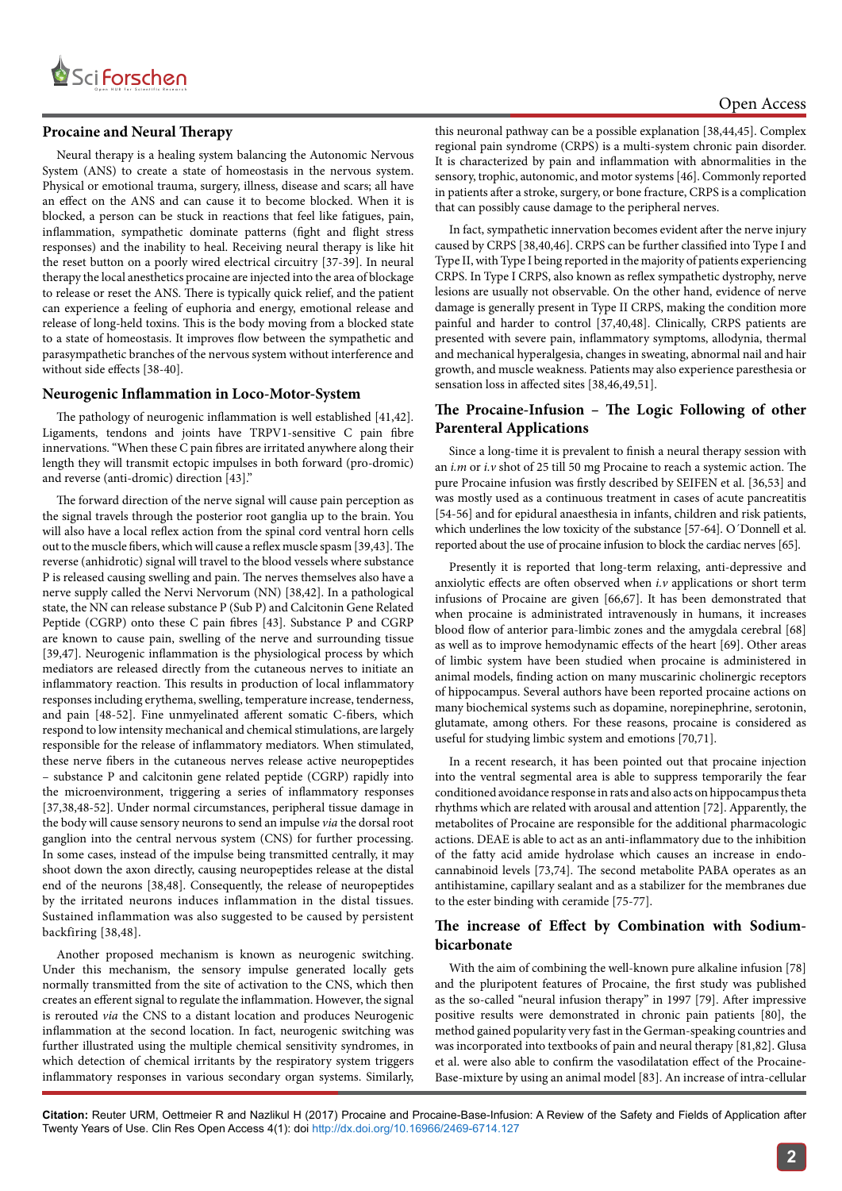## Procaine and Neural Therapy

Neural therapy is a healing system balancing the Autonomic Nervous System (ANS) to create a state of homeostasis in the nervous system. Physical or emotional trauma, surgery, illness, disease and scars; all have an effect on the ANS and can cause it to become blocked. When it is blocked, a person can be stuck in reactions that feel like fatigues, pain, inflammation, sympathetic dominate patterns (fight and flight stress responses) and the inability to heal. Receiving neural therapy is like hit the reset button on a poorly wired electrical circuitry [37-39]. In neural therapy the local anesthetics procaine are injected into the area of blockage to release or reset the ANS. There is typically quick relief, and the patient can experience a feeling of euphoria and energy, emotional release and release of long-held toxins. This is the body moving from a blocked state to a state of homeostasis. It improves flow between the sympathetic and parasympathetic branches of the nervous system without interference and without side effects [38-40].

## Neurogenic Inflammation in Loco-Motor-System

The pathology of neurogenic inflammation is well established [41,42]. Ligaments, tendons and joints have TRPV1-sensitive C pain fibre innervations. "When these C pain fibres are irritated anywhere along their length they will transmit ectopic impulses in both forward (pro-dromic) and reverse (anti-dromic) direction [43]."

The forward direction of the nerve signal will cause pain perception as the signal travels through the posterior root ganglia up to the brain. You will also have a local reflex action from the spinal cord ventral horn cells out to the muscle fibers, which will cause a reflex muscle spasm [39,43]. The reverse (anhidrotic) signal will travel to the blood vessels where substance P is released causing swelling and pain. The nerves themselves also have a nerve supply called the Nervi Nervorum (NN) [38,42]. In a pathological state, the NN can release substance P (Sub P) and Calcitonin Gene Related Peptide (CGRP) onto these C pain fibres [43]. Substance P and CGRP are known to cause pain, swelling of the nerve and surrounding tissue [39,47]. Neurogenic inflammation is the physiological process by which mediators are released directly from the cutaneous nerves to initiate an inflammatory reaction. This results in production of local inflammatory responses including erythema, swelling, temperature increase, tenderness, and pain [48-52]. Fine unmyelinated afferent somatic C-fibers, which respond to low intensity mechanical and chemical stimulations, are largely responsible for the release of inflammatory mediators. When stimulated, these nerve fibers in the cutaneous nerves release active neuropeptides – substance P and calcitonin gene related peptide (CGRP) rapidly into the microenvironment, triggering a series of inflammatory responses [37,38,48-52]. Under normal circumstances, peripheral tissue damage in the body will cause sensory neurons to send an impulse *via* the dorsal root ganglion into the central nervous system (CNS) for further processing. In some cases, instead of the impulse being transmitted centrally, it may shoot down the axon directly, causing neuropeptides release at the distal end of the neurons [38,48]. Consequently, the release of neuropeptides by the irritated neurons induces inflammation in the distal tissues. Sustained inflammation was also suggested to be caused by persistent backfiring [38,48].

Another proposed mechanism is known as neurogenic switching. Under this mechanism, the sensory impulse generated locally gets normally transmitted from the site of activation to the CNS, which then creates an efferent signal to regulate the inflammation. However, the signal is rerouted *via* the CNS to a distant location and produces Neurogenic inflammation at the second location. In fact, neurogenic switching was further illustrated using the multiple chemical sensitivity syndromes, in which detection of chemical irritants by the respiratory system triggers inflammatory responses in various secondary organ systems. Similarly, this neuronal pathway can be a possible explanation [38,44,45]. Complex regional pain syndrome (CRPS) is a multi-system chronic pain disorder. It is characterized by pain and inflammation with abnormalities in the sensory, trophic, autonomic, and motor systems [46]. Commonly reported in patients after a stroke, surgery, or bone fracture, CRPS is a complication that can possibly cause damage to the peripheral nerves.

In fact, sympathetic innervation becomes evident after the nerve injury caused by CRPS [38,40,46]. CRPS can be further classified into Type I and Type II, with Type I being reported in the majority of patients experiencing CRPS. In Type I CRPS, also known as reflex sympathetic dystrophy, nerve lesions are usually not observable. On the other hand, evidence of nerve damage is generally present in Type II CRPS, making the condition more painful and harder to control [37,40,48]. Clinically, CRPS patients are presented with severe pain, inflammatory symptoms, allodynia, thermal and mechanical hyperalgesia, changes in sweating, abnormal nail and hair growth, and muscle weakness. Patients may also experience paresthesia or sensation loss in affected sites [38,46,49,51].

## The Procaine-Infusion – The Logic Following of other Parenteral Applications

Since a long-time it is prevalent to finish a neural therapy session with an *i.m* or *i.v* shot of 25 till 50 mg Procaine to reach a systemic action. The pure Procaine infusion was firstly described by SEIFEN et al. [36,53] and was mostly used as a continuous treatment in cases of acute pancreatitis [54-56] and for epidural anaesthesia in infants, children and risk patients, which underlines the low toxicity of the substance [57-64]. O´Donnell et al. reported about the use of procaine infusion to block the cardiac nerves [65].

Presently it is reported that long-term relaxing, anti-depressive and anxiolytic effects are often observed when *i.v* applications or short term infusions of Procaine are given [66,67]. It has been demonstrated that when procaine is administrated intravenously in humans, it increases blood flow of anterior para-limbic zones and the amygdala cerebral [68] as well as to improve hemodynamic effects of the heart [69]. Other areas of limbic system have been studied when procaine is administered in animal models, finding action on many muscarinic cholinergic receptors of hippocampus. Several authors have been reported procaine actions on many biochemical systems such as dopamine, norepinephrine, serotonin, glutamate, among others. For these reasons, procaine is considered as useful for studying limbic system and emotions [70,71].

In a recent research, it has been pointed out that procaine injection into the ventral segmental area is able to suppress temporarily the fear conditioned avoidance response in rats and also acts on hippocampus theta rhythms which are related with arousal and attention [72]. Apparently, the metabolites of Procaine are responsible for the additional pharmacologic actions. DEAE is able to act as an anti-inflammatory due to the inhibition of the fatty acid amide hydrolase which causes an increase in endo-cannabinoid levels [73,74]. The second metabolite PABA operates as an antihistamine, capillary sealant and as a stabilizer for the membranes due to the ester binding with ceramide [75-77].

## The increase of Effect by Combination with Sodium-bicarbonate

With the aim of combining the well-known pure alkaline infusion [78] and the pluripotent features of Procaine, the first study was published as the so-called "neural infusion therapy" in 1997 [79]. After impressive positive results were demonstrated in chronic pain patients [80], the method gained popularity very fast in the German-speaking countries and was incorporated into textbooks of pain and neural therapy [81,82]. Glusa et al. were also able to confirm the vasodilatation effect of the Procaine-Base-mixture by using an animal model [83]. An increase of intra-cellular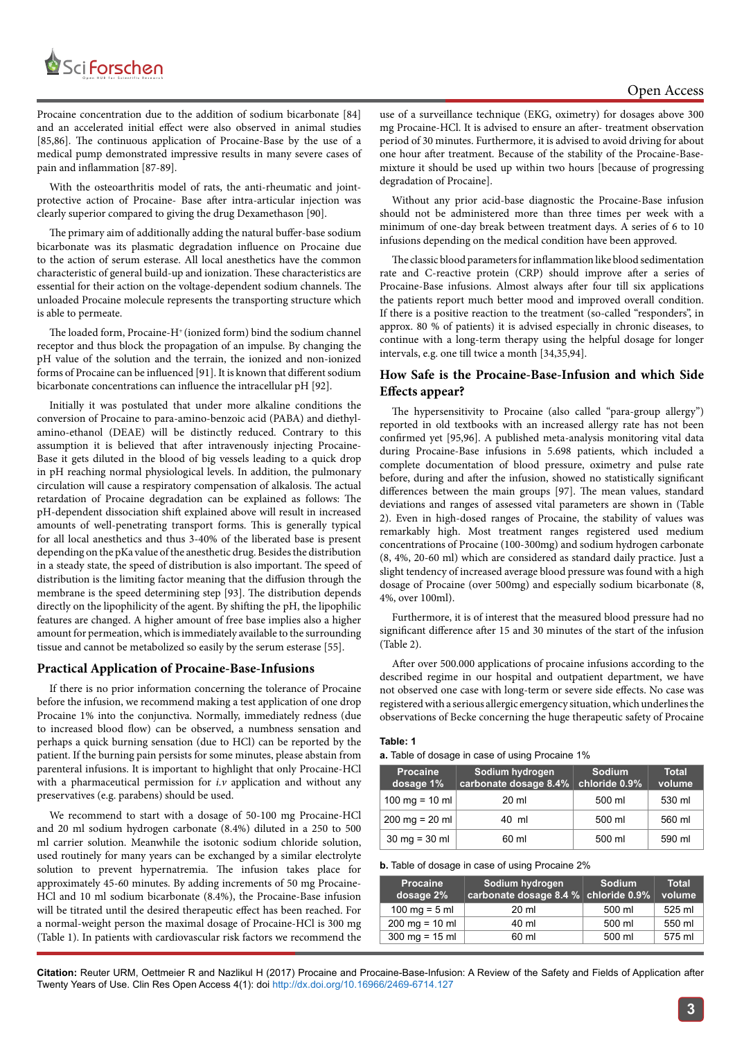Procaine concentration due to the addition of sodium bicarbonate [84] and an accelerated initial effect were also observed in animal studies [85,86]. The continuous application of Procaine-Base by the use of a medical pump demonstrated impressive results in many severe cases of pain and inflammation [87-89].

With the osteoarthritis model of rats, the anti-rheumatic and joint-protective action of Procaine- Base after intra-articular injection was clearly superior compared to giving the drug Dexamethason [90].

The primary aim of additionally adding the natural buffer-base sodium bicarbonate was its plasmatic degradation influence on Procaine due to the action of serum esterase. All local anesthetics have the common characteristic of general build-up and ionization. These characteristics are essential for their action on the voltage-dependent sodium channels. The unloaded Procaine molecule represents the transporting structure which is able to permeate.

The loaded form, Procaine-$H^+$ (ionized form) bind the sodium channel receptor and thus block the propagation of an impulse. By changing the pH value of the solution and the terrain, the ionized and non-ionized forms of Procaine can be influenced [91]. It is known that different sodium bicarbonate concentrations can influence the intracellular pH [92].

Initially it was postulated that under more alkaline conditions the conversion of Procaine to para-amino-benzoic acid (PABA) and diethyl-amino-ethanol (DEAE) will be distinctly reduced. Contrary to this assumption it is believed that after intravenously injecting Procaine-Base it gets diluted in the blood of big vessels leading to a quick drop in pH reaching normal physiological levels. In addition, the pulmonary circulation will cause a respiratory compensation of alkalosis. The actual retardation of Procaine degradation can be explained as follows: The pH-dependent dissociation shift explained above will result in increased amounts of well-penetrating transport forms. This is generally typical for all local anesthetics and thus 3-40% of the liberated base is present depending on the pKa value of the anesthetic drug. Besides the distribution in a steady state, the speed of distribution is also important. The speed of distribution is the limiting factor meaning that the diffusion through the membrane is the speed determining step [93]. The distribution depends directly on the lipophilicity of the agent. By shifting the pH, the lipophilic features are changed. A higher amount of free base implies also a higher amount for permeation, which is immediately available to the surrounding tissue and cannot be metabolized so easily by the serum esterase [55].

## Practical Application of Procaine-Base-Infusions

If there is no prior information concerning the tolerance of Procaine before the infusion, we recommend making a test application of one drop Procaine 1% into the conjunctiva. Normally, immediately redness (due to increased blood flow) can be observed, a numbness sensation and perhaps a quick burning sensation (due to HCl) can be reported by the patient. If the burning pain persists for some minutes, please abstain from parenteral infusions. It is important to highlight that only Procaine-HCl with a pharmaceutical permission for *i.v* application and without any preservatives (e.g. parabens) should be used.

We recommend to start with a dosage of 50-100 mg Procaine-HCl and 20 ml sodium hydrogen carbonate (8.4%) diluted in a 250 to 500 ml carrier solution. Meanwhile the isotonic sodium chloride solution, used routinely for many years can be exchanged by a similar electrolyte solution to prevent hypernatremia. The infusion takes place for approximately 45-60 minutes. By adding increments of 50 mg Procaine-HCl and 10 ml sodium bicarbonate (8.4%), the Procaine-Base infusion will be titrated until the desired therapeutic effect has been reached. For a normal-weight person the maximal dosage of Procaine-HCl is 300 mg (Table 1). In patients with cardiovascular risk factors we recommend the use of a surveillance technique (EKG, oximetry) for dosages above 300 mg Procaine-HCl. It is advised to ensure an after- treatment observation period of 30 minutes. Furthermore, it is advised to avoid driving for about one hour after treatment. Because of the stability of the Procaine-Base-mixture it should be used up within two hours [because of progressing degradation of Procaine].

Without any prior acid-base diagnostic the Procaine-Base infusion should not be administered more than three times per week with a minimum of one-day break between treatment days. A series of 6 to 10 infusions depending on the medical condition have been approved.

The classic blood parameters for inflammation like blood sedimentation rate and C-reactive protein (CRP) should improve after a series of Procaine-Base infusions. Almost always after four till six applications the patients report much better mood and improved overall condition. If there is a positive reaction to the treatment (so-called "responders", in approx. 80 % of patients) it is advised especially in chronic diseases, to continue with a long-term therapy using the helpful dosage for longer intervals, e.g. one till twice a month [34,35,94].

## How Safe is the Procaine-Base-Infusion and which Side Effects appear?

The hypersensitivity to Procaine (also called "para-group allergy") reported in old textbooks with an increased allergy rate has not been confirmed yet [95,96]. A published meta-analysis monitoring vital data during Procaine-Base infusions in 5.698 patients, which included a complete documentation of blood pressure, oximetry and pulse rate before, during and after the infusion, showed no statistically significant differences between the main groups [97]. The mean values, standard deviations and ranges of assessed vital parameters are shown in (Table 2). Even in high-dosed ranges of Procaine, the stability of values was remarkably high. Most treatment ranges registered used medium concentrations of Procaine (100-300mg) and sodium hydrogen carbonate (8, 4%, 20-60 ml) which are considered as standard daily practice. Just a slight tendency of increased average blood pressure was found with a high dosage of Procaine (over 500mg) and especially sodium bicarbonate (8, 4%, over 100ml).

Furthermore, it is of interest that the measured blood pressure had no significant difference after 15 and 30 minutes of the start of the infusion (Table 2).

After over 500.000 applications of procaine infusions according to the described regime in our hospital and outpatient department, we have not observed one case with long-term or severe side effects. No case was registered with a serious allergic emergency situation, which underlines the observations of Becke concerning the huge therapeutic safety of Procaine

**Table: 1**

a. Table of dosage in case of using Procaine 1%

| Procaine dosage 1% | Sodium hydrogen carbonate dosage 8.4% | Sodium chloride 0.9% | Total volume |
|---|---|---|---|
| 100 mg = 10 ml | 20 ml | 500 ml | 530 ml |
| 200 mg = 20 ml | 40 ml | 500 ml | 560 ml |
| 30 mg = 30 ml | 60 ml | 500 ml | 590 ml |

b. Table of dosage in case of using Procaine 2%

| Procaine dosage 2% | Sodium hydrogen carbonate dosage 8.4 % | Sodium chloride 0.9% | Total volume |
|---|---|---|---|
| 100 mg = 5 ml | 20 ml | 500 ml | 525 ml |
| 200 mg = 10 ml | 40 ml | 500 ml | 550 ml |
| 300 mg = 15 ml | 60 ml | 500 ml | 575 ml |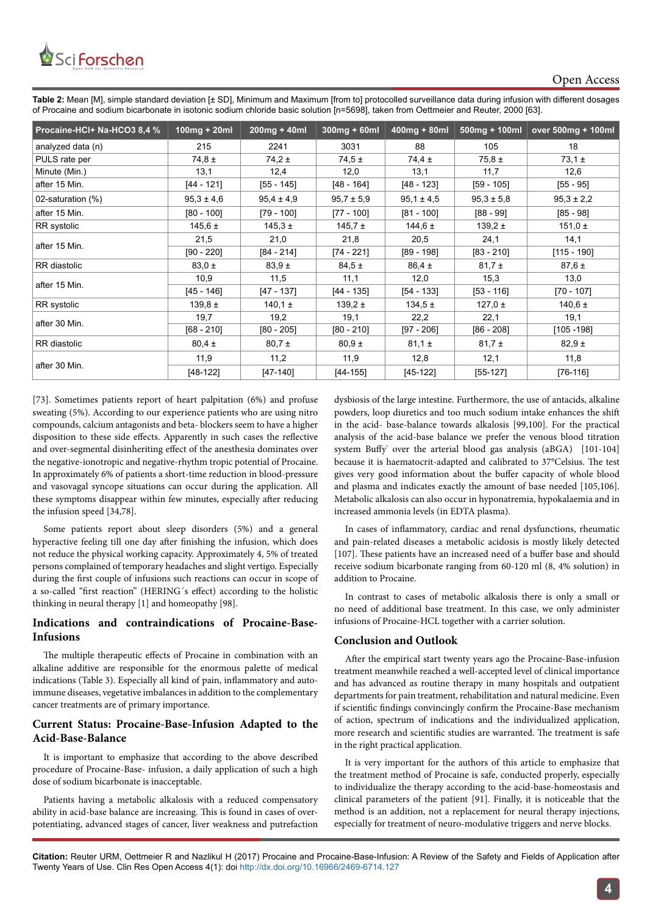**Table 2:** Mean [M], simple standard deviation [± SD], Minimum and Maximum [from to] protocolled surveillance data during infusion with different dosages of Procaine and sodium bicarbonate in isotonic sodium chloride basic solution [n=5698], taken from Oettmeier and Reuter, 2000 [63].

| Procaine-HCl+ Na-HCO3 8,4 % | 100mg + 20ml | 200mg + 40ml | 300mg + 60ml | 400mg + 80ml | 500mg + 100ml | over 500mg + 100ml |
|---|---|---|---|---|---|---|
| analyzed data (n) | 215 | 2241 | 3031 | 88 | 105 | 18 |
| PULS rate per | 74,8 ± | 74,2 ± | 74,5 ± | 74,4 ± | 75,8 ± | 73,1 ± |
| Minute (Min.) | 13,1 | 12,4 | 12,0 | 13,1 | 11,7 | 12,6 |
| after 15 Min. | [44 - 121] | [55 - 145] | [48 - 164] | [48 - 123] | [59 - 105] | [55 - 95] |
| 02-saturation (%) | 95,3 ± 4,6 | 95,4 ± 4,9 | 95,7 ± 5,9 | 95,1 ± 4,5 | 95,3 ± 5,8 | 95,3 ± 2,2 |
| after 15 Min. | [80 - 100] | [79 - 100] | [77 - 100] | [81 - 100] | [88 - 99] | [85 - 98] |
| RR systolic | 145,6 ± | 145,3 ± | 145,7 ± | 144,6 ± | 139,2 ± | 151,0 ± |
| after 15 Min. | 21,5 | 21,0 | 21,8 | 20,5 | 24,1 | 14,1 |
| | [90 - 220] | [84 - 214] | [74 - 221] | [89 - 198] | [83 - 210] | [115 - 190] |
| RR diastolic | 83,0 ± | 83,9 ± | 84,5 ± | 86,4 ± | 81,7 ± | 87,6 ± |
| after 15 Min. | 10,9 | 11,5 | 11,1 | 12,0 | 15,3 | 13,0 |
| | [45 - 146] | [47 - 137] | [44 - 135] | [54 - 133] | [53 - 116] | [70 - 107] |
| RR systolic | 139,8 ± | 140,1 ± | 139,2 ± | 134,5 ± | 127,0 ± | 140,6 ± |
| after 30 Min. | 19,7 | 19,2 | 19,1 | 22,2 | 22,1 | 19,1 |
| | [68 - 210] | [80 - 205] | [80 - 210] | [97 - 206] | [86 - 208] | [105 -198] |
| RR diastolic | 80,4 ± | 80,7 ± | 80,9 ± | 81,1 ± | 81,7 ± | 82,9 ± |
| after 30 Min. | 11,9 | 11,2 | 11,9 | 12,8 | 12,1 | 11,8 |
| | [48-122] | [47-140] | [44-155] | [45-122] | [55-127] | [76-116] |

[73]. Sometimes patients report of heart palpitation (6%) and profuse sweating (5%). According to our experience patients who are using nitro compounds, calcium antagonists and beta- blockers seem to have a higher disposition to these side effects. Apparently in such cases the reflective and over-segmental disinheriting effect of the anesthesia dominates over the negative-ionotropic and negative-rhythm tropic potential of Procaine. In approximately 6% of patients a short-time reduction in blood-pressure and vasovagal syncope situations can occur during the application. All these symptoms disappear within few minutes, especially after reducing the infusion speed [34,78].

Some patients report about sleep disorders (5%) and a general hyperactive feeling till one day after finishing the infusion, which does not reduce the physical working capacity. Approximately 4, 5% of treated persons complained of temporary headaches and slight vertigo. Especially during the first couple of infusions such reactions can occur in scope of a so-called "first reaction" (HERING´s effect) according to the holistic thinking in neural therapy [1] and homeopathy [98].

## Indications and contraindications of Procaine-Base-Infusions

The multiple therapeutic effects of Procaine in combination with an alkaline additive are responsible for the enormous palette of medical indications (Table 3). Especially all kind of pain, inflammatory and auto-immune diseases, vegetative imbalances in addition to the complementary cancer treatments are of primary importance.

## Current Status: Procaine-Base-Infusion Adapted to the Acid-Base-Balance

It is important to emphasize that according to the above described procedure of Procaine-Base- infusion, a daily application of such a high dose of sodium bicarbonate is inacceptable.

Patients having a metabolic alkalosis with a reduced compensatory ability in acid-base balance are increasing. This is found in cases of over-potentiating, advanced stages of cancer, liver weakness and putrefaction dysbiosis of the large intestine. Furthermore, the use of antacids, alkaline powders, loop diuretics and too much sodium intake enhances the shift in the acid- base-balance towards alkalosis [99,100]. For the practical analysis of the acid-base balance we prefer the venous blood titration system Buffy® over the arterial blood gas analysis (aBGA) [101-104] because it is haematocrit-adapted and calibrated to 37°Celsius. The test gives very good information about the buffer capacity of whole blood and plasma and indicates exactly the amount of base needed [105,106]. Metabolic alkalosis can also occur in hyponatremia, hypokalaemia and in increased ammonia levels (in EDTA plasma).

In cases of inflammatory, cardiac and renal dysfunctions, rheumatic and pain-related diseases a metabolic acidosis is mostly likely detected [107]. These patients have an increased need of a buffer base and should receive sodium bicarbonate ranging from 60-120 ml (8, 4% solution) in addition to Procaine.

In contrast to cases of metabolic alkalosis there is only a small or no need of additional base treatment. In this case, we only administer infusions of Procaine-HCL together with a carrier solution.

## Conclusion and Outlook

After the empirical start twenty years ago the Procaine-Base-infusion treatment meanwhile reached a well-accepted level of clinical importance and has advanced as routine therapy in many hospitals and outpatient departments for pain treatment, rehabilitation and natural medicine. Even if scientific findings convincingly confirm the Procaine-Base mechanism of action, spectrum of indications and the individualized application, more research and scientific studies are warranted. The treatment is safe in the right practical application.

It is very important for the authors of this article to emphasize that the treatment method of Procaine is safe, conducted properly, especially to individualize the therapy according to the acid-base-homeostasis and clinical parameters of the patient [91]. Finally, it is noticeable that the method is an addition, not a replacement for neural therapy injections, especially for treatment of neuro-modulative triggers and nerve blocks.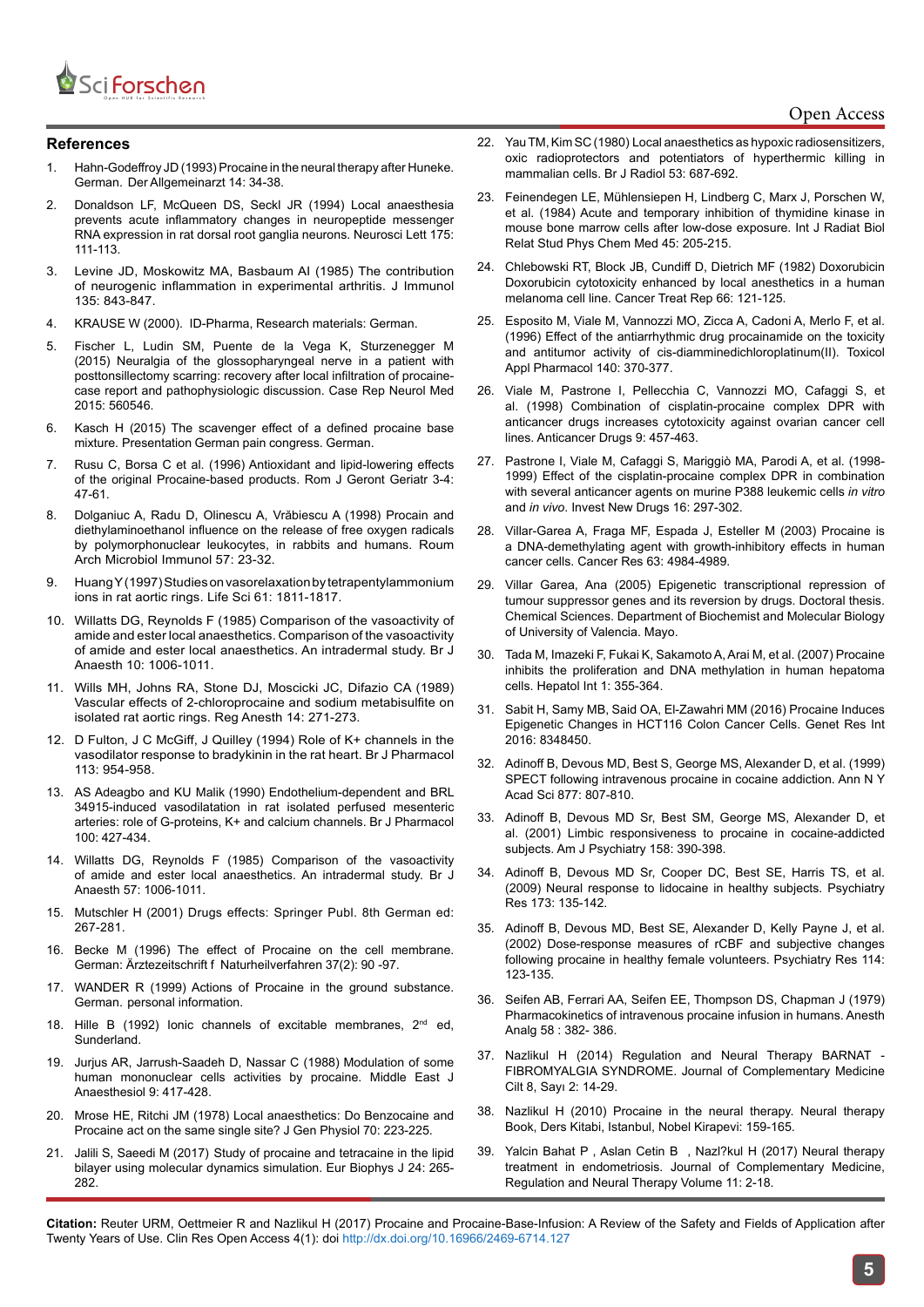## References

1. Hahn-Godeffroy JD (1993) Procaine in the neural therapy after Huneke. German. Der Allgemeinarzt 14: 34-38.
2. Donaldson LF, McQueen DS, Seckl JR (1994) Local anaesthesia prevents acute inflammatory changes in neuropeptide messenger RNA expression in rat dorsal root ganglia neurons. Neurosci Lett 175: 111-113.
3. Levine JD, Moskowitz MA, Basbaum AI (1985) The contribution of neurogenic inflammation in experimental arthritis. J Immunol 135: 843-847.
4. KRAUSE W (2000). ID-Pharma, Research materials: German.
5. Fischer L, Ludin SM, Puente de la Vega K, Sturzenegger M (2015) Neuralgia of the glossopharyngeal nerve in a patient with posttonsillectomy scarring: recovery after local infiltration of procaine-case report and pathophysiologic discussion. Case Rep Neurol Med 2015: 560546.
6. Kasch H (2015) The scavenger effect of a defined procaine base mixture. Presentation German pain congress. German.
7. Rusu C, Borsa C et al. (1996) Antioxidant and lipid-lowering effects of the original Procaine-based products. Rom J Geront Geriatr 3-4: 47-61.
8. Dolganiuc A, Radu D, Olinescu A, Vrăbiescu A (1998) Procain and diethylaminoethanol influence on the release of free oxygen radicals by polymorphonuclear leukocytes, in rabbits and humans. Roum Arch Microbiol Immunol 57: 23-32.
9. Huang Y (1997) Studies on vasorelaxation by tetrapentylammonium ions in rat aortic rings. Life Sci 61: 1811-1817.
10. Willatts DG, Reynolds F (1985) Comparison of the vasoactivity of amide and ester local anaesthetics. Comparison of the vasoactivity of amide and ester local anaesthetics. An intradermal study. Br J Anaesth 10: 1006-1011.
11. Wills MH, Johns RA, Stone DJ, Moscicki JC, Difazio CA (1989) Vascular effects of 2-chloroprocaine and sodium metabisulfite on isolated rat aortic rings. Reg Anesth 14: 271-273.
12. D Fulton, J C McGiff, J Quilley (1994) Role of K+ channels in the vasodilator response to bradykinin in the rat heart. Br J Pharmacol 113: 954-958.
13. AS Adeagbo and KU Malik (1990) Endothelium-dependent and BRL 34915-induced vasodilatation in rat isolated perfused mesenteric arteries: role of G-proteins, K+ and calcium channels. Br J Pharmacol 100: 427-434.
14. Willatts DG, Reynolds F (1985) Comparison of the vasoactivity of amide and ester local anaesthetics. An intradermal study. Br J Anaesth 57: 1006-1011.
15. Mutschler H (2001) Drugs effects: Springer Publ. 8th German ed: 267-281.
16. Becke M (1996) The effect of Procaine on the cell membrane. German: Ärztezeitschrift f Naturheilverfahren 37(2): 90 -97.
17. WANDER R (1999) Actions of Procaine in the ground substance. German. personal information.
18. Hille B (1992) Ionic channels of excitable membranes, 2nd ed, Sunderland.
19. Jurjus AR, Jarrush-Saadeh D, Nassar C (1988) Modulation of some human mononuclear cells activities by procaine. Middle East J Anaesthesiol 9: 417-428.
20. Mrose HE, Ritchi JM (1978) Local anaesthetics: Do Benzocaine and Procaine act on the same single site? J Gen Physiol 70: 223-225.
21. Jalili S, Saeedi M (2017) Study of procaine and tetracaine in the lipid bilayer using molecular dynamics simulation. Eur Biophys J 24: 265-282.
22. Yau TM, Kim SC (1980) Local anaesthetics as hypoxic radiosensitizers, oxic radioprotectors and potentiators of hyperthermic killing in mammalian cells. Br J Radiol 53: 687-692.
23. Feinendegen LE, Mühlensiepen H, Lindberg C, Marx J, Porschen W, et al. (1984) Acute and temporary inhibition of thymidine kinase in mouse bone marrow cells after low-dose exposure. Int J Radiat Biol Relat Stud Phys Chem Med 45: 205-215.
24. Chlebowski RT, Block JB, Cundiff D, Dietrich MF (1982) Doxorubicin Doxorubicin cytotoxicity enhanced by local anesthetics in a human melanoma cell line. Cancer Treat Rep 66: 121-125.
25. Esposito M, Viale M, Vannozzi MO, Zicca A, Cadoni A, Merlo F, et al. (1996) Effect of the antiarrhythmic drug procainamide on the toxicity and antitumor activity of cis-diamminedichloroplatinum(II). Toxicol Appl Pharmacol 140: 370-377.
26. Viale M, Pastrone I, Pellecchia C, Vannozzi MO, Cafaggi S, et al. (1998) Combination of cisplatin-procaine complex DPR with anticancer drugs increases cytotoxicity against ovarian cancer cell lines. Anticancer Drugs 9: 457-463.
27. Pastrone I, Viale M, Cafaggi S, Mariggiò MA, Parodi A, et al. (1998-1999) Effect of the cisplatin-procaine complex DPR in combination with several anticancer agents on murine P388 leukemic cells *in vitro* and *in vivo*. Invest New Drugs 16: 297-302.
28. Villar-Garea A, Fraga MF, Espada J, Esteller M (2003) Procaine is a DNA-demethylating agent with growth-inhibitory effects in human cancer cells. Cancer Res 63: 4984-4989.
29. Villar Garea, Ana (2005) Epigenetic transcriptional repression of tumour suppressor genes and its reversion by drugs. Doctoral thesis. Chemical Sciences. Department of Biochemist and Molecular Biology of University of Valencia. Mayo.
30. Tada M, Imazeki F, Fukai K, Sakamoto A, Arai M, et al. (2007) Procaine inhibits the proliferation and DNA methylation in human hepatoma cells. Hepatol Int 1: 355-364.
31. Sabit H, Samy MB, Said OA, El-Zawahri MM (2016) Procaine Induces Epigenetic Changes in HCT116 Colon Cancer Cells. Genet Res Int 2016: 8348450.
32. Adinoff B, Devous MD, Best S, George MS, Alexander D, et al. (1999) SPECT following intravenous procaine in cocaine addiction. Ann N Y Acad Sci 877: 807-810.
33. Adinoff B, Devous MD Sr, Best SM, George MS, Alexander D, et al. (2001) Limbic responsiveness to procaine in cocaine-addicted subjects. Am J Psychiatry 158: 390-398.
34. Adinoff B, Devous MD Sr, Cooper DC, Best SE, Harris TS, et al. (2009) Neural response to lidocaine in healthy subjects. Psychiatry Res 173: 135-142.
35. Adinoff B, Devous MD, Best SE, Alexander D, Kelly Payne J, et al. (2002) Dose-response measures of rCBF and subjective changes following procaine in healthy female volunteers. Psychiatry Res 114: 123-135.
36. Seifen AB, Ferrari AA, Seifen EE, Thompson DS, Chapman J (1979) Pharmacokinetics of intravenous procaine infusion in humans. Anesth Analg 58 : 382- 386.
37. Nazlikul H (2014) Regulation and Neural Therapy BARNAT - FIBROMYALGIA SYNDROME. Journal of Complementary Medicine Cilt 8, Sayı 2: 14-29.
38. Nazlikul H (2010) Procaine in the neural therapy. Neural therapy Book, Ders Kitabi, Istanbul, Nobel Kirapevi: 159-165.
39. Yalcin Bahat P , Aslan Cetin B , Nazl?kul H (2017) Neural therapy treatment in endometriosis. Journal of Complementary Medicine, Regulation and Neural Therapy Volume 11: 2-18.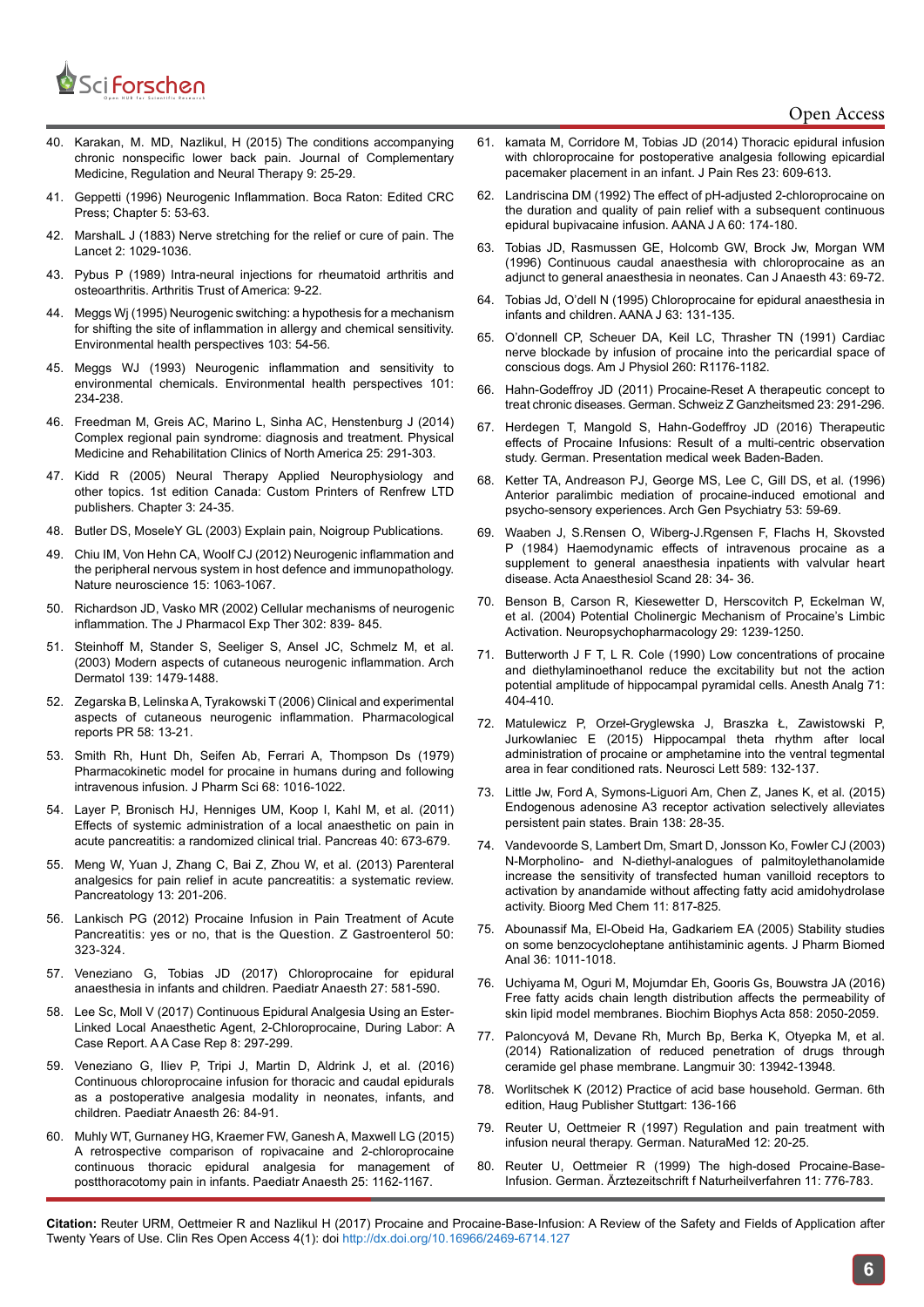40. Karakan, M. MD, Nazlikul, H (2015) The conditions accompanying chronic nonspecific lower back pain. Journal of Complementary Medicine, Regulation and Neural Therapy 9: 25-29.
41. Geppetti (1996) Neurogenic Inflammation. Boca Raton: Edited CRC Press; Chapter 5: 53-63.
42. MarshalL J (1883) Nerve stretching for the relief or cure of pain. The Lancet 2: 1029-1036.
43. Pybus P (1989) Intra-neural injections for rheumatoid arthritis and osteoarthritis. Arthritis Trust of America: 9-22.
44. Meggs Wj (1995) Neurogenic switching: a hypothesis for a mechanism for shifting the site of inflammation in allergy and chemical sensitivity. Environmental health perspectives 103: 54-56.
45. Meggs WJ (1993) Neurogenic inflammation and sensitivity to environmental chemicals. Environmental health perspectives 101: 234-238.
46. Freedman M, Greis AC, Marino L, Sinha AC, Henstenburg J (2014) Complex regional pain syndrome: diagnosis and treatment. Physical Medicine and Rehabilitation Clinics of North America 25: 291-303.
47. Kidd R (2005) Neural Therapy Applied Neurophysiology and other topics. 1st edition Canada: Custom Printers of Renfrew LTD publishers. Chapter 3: 24-35.
48. Butler DS, MoseleY GL (2003) Explain pain, Noigroup Publications.
49. Chiu IM, Von Hehn CA, Woolf CJ (2012) Neurogenic inflammation and the peripheral nervous system in host defence and immunopathology. Nature neuroscience 15: 1063-1067.
50. Richardson JD, Vasko MR (2002) Cellular mechanisms of neurogenic inflammation. The J Pharmacol Exp Ther 302: 839- 845.
51. Steinhoff M, Stander S, Seeliger S, Ansel JC, Schmelz M, et al. (2003) Modern aspects of cutaneous neurogenic inflammation. Arch Dermatol 139: 1479-1488.
52. Zegarska B, Lelinska A, Tyrakowski T (2006) Clinical and experimental aspects of cutaneous neurogenic inflammation. Pharmacological reports PR 58: 13-21.
53. Smith Rh, Hunt Dh, Seifen Ab, Ferrari A, Thompson Ds (1979) Pharmacokinetic model for procaine in humans during and following intravenous infusion. J Pharm Sci 68: 1016-1022.
54. Layer P, Bronisch HJ, Henniges UM, Koop I, Kahl M, et al. (2011) Effects of systemic administration of a local anaesthetic on pain in acute pancreatitis: a randomized clinical trial. Pancreas 40: 673-679.
55. Meng W, Yuan J, Zhang C, Bai Z, Zhou W, et al. (2013) Parenteral analgesics for pain relief in acute pancreatitis: a systematic review. Pancreatology 13: 201-206.
56. Lankisch PG (2012) Procaine Infusion in Pain Treatment of Acute Pancreatitis: yes or no, that is the Question. Z Gastroenterol 50: 323-324.
57. Veneziano G, Tobias JD (2017) Chloroprocaine for epidural anaesthesia in infants and children. Paediatr Anaesth 27: 581-590.
58. Lee Sc, Moll V (2017) Continuous Epidural Analgesia Using an Ester-Linked Local Anaesthetic Agent, 2-Chloroprocaine, During Labor: A Case Report. A A Case Rep 8: 297-299.
59. Veneziano G, Iliev P, Tripi J, Martin D, Aldrink J, et al. (2016) Continuous chloroprocaine infusion for thoracic and caudal epidurals as a postoperative analgesia modality in neonates, infants, and children. Paediatr Anaesth 26: 84-91.
60. Muhly WT, Gurnaney HG, Kraemer FW, Ganesh A, Maxwell LG (2015) A retrospective comparison of ropivacaine and 2-chloroprocaine continuous thoracic epidural analgesia for management of postthoracotomy pain in infants. Paediatr Anaesth 25: 1162-1167.
61. kamata M, Corridore M, Tobias JD (2014) Thoracic epidural infusion with chloroprocaine for postoperative analgesia following epicardial pacemaker placement in an infant. J Pain Res 23: 609-613.
62. Landriscina DM (1992) The effect of pH-adjusted 2-chloroprocaine on the duration and quality of pain relief with a subsequent continuous epidural bupivacaine infusion. AANA J A 60: 174-180.
63. Tobias JD, Rasmussen GE, Holcomb GW, Brock Jw, Morgan WM (1996) Continuous caudal anaesthesia with chloroprocaine as an adjunct to general anaesthesia in neonates. Can J Anaesth 43: 69-72.
64. Tobias Jd, O'dell N (1995) Chloroprocaine for epidural anaesthesia in infants and children. AANA J 63: 131-135.
65. O'donnell CP, Scheuer DA, Keil LC, Thrasher TN (1991) Cardiac nerve blockade by infusion of procaine into the pericardial space of conscious dogs. Am J Physiol 260: R1176-1182.
66. Hahn-Godeffroy JD (2011) Procaine-Reset A therapeutic concept to treat chronic diseases. German. Schweiz Z Ganzheitsmed 23: 291-296.
67. Herdegen T, Mangold S, Hahn-Godeffroy JD (2016) Therapeutic effects of Procaine Infusions: Result of a multi-centric observation study. German. Presentation medical week Baden-Baden.
68. Ketter TA, Andreason PJ, George MS, Lee C, Gill DS, et al. (1996) Anterior paralimbic mediation of procaine-induced emotional and psycho-sensory experiences. Arch Gen Psychiatry 53: 59-69.
69. Waaben J, S.Rensen O, Wiberg-J.Rgensen F, Flachs H, Skovsted P (1984) Haemodynamic effects of intravenous procaine as a supplement to general anaesthesia inpatients with valvular heart disease. Acta Anaesthesiol Scand 28: 34- 36.
70. Benson B, Carson R, Kiesewetter D, Herscovitch P, Eckelman W, et al. (2004) Potential Cholinergic Mechanism of Procaine's Limbic Activation. Neuropsychopharmacology 29: 1239-1250.
71. Butterworth J F T, L R. Cole (1990) Low concentrations of procaine and diethylaminoethanol reduce the excitability but not the action potential amplitude of hippocampal pyramidal cells. Anesth Analg 71: 404-410.
72. Matulewicz P, Orzeł-Gryglewska J, Braszka Ł, Zawistowski P, Jurkowlaniec E (2015) Hippocampal theta rhythm after local administration of procaine or amphetamine into the ventral tegmental area in fear conditioned rats. Neurosci Lett 589: 132-137.
73. Little Jw, Ford A, Symons-Liguori Am, Chen Z, Janes K, et al. (2015) Endogenous adenosine A3 receptor activation selectively alleviates persistent pain states. Brain 138: 28-35.
74. Vandevoorde S, Lambert Dm, Smart D, Jonsson Ko, Fowler CJ (2003) N-Morpholino- and N-diethyl-analogues of palmitoylethanolamide increase the sensitivity of transfected human vanilloid receptors to activation by anandamide without affecting fatty acid amidohydrolase activity. Bioorg Med Chem 11: 817-825.
75. Abounassif Ma, El-Obeid Ha, Gadkariem EA (2005) Stability studies on some benzocycloheptane antihistaminic agents. J Pharm Biomed Anal 36: 1011-1018.
76. Uchiyama M, Oguri M, Mojumdar Eh, Gooris Gs, Bouwstra JA (2016) Free fatty acids chain length distribution affects the permeability of skin lipid model membranes. Biochim Biophys Acta 858: 2050-2059.
77. Paloncyová M, Devane Rh, Murch Bp, Berka K, Otyepka M, et al. (2014) Rationalization of reduced penetration of drugs through ceramide gel phase membrane. Langmuir 30: 13942-13948.
78. Worlitschek K (2012) Practice of acid base household. German. 6th edition, Haug Publisher Stuttgart: 136-166
79. Reuter U, Oettmeier R (1997) Regulation and pain treatment with infusion neural therapy. German. NaturaMed 12: 20-25.
80. Reuter U, Oettmeier R (1999) The high-dosed Procaine-Base-Infusion. German. Ärztezeitschrift f Naturheilverfahren 11: 776-783.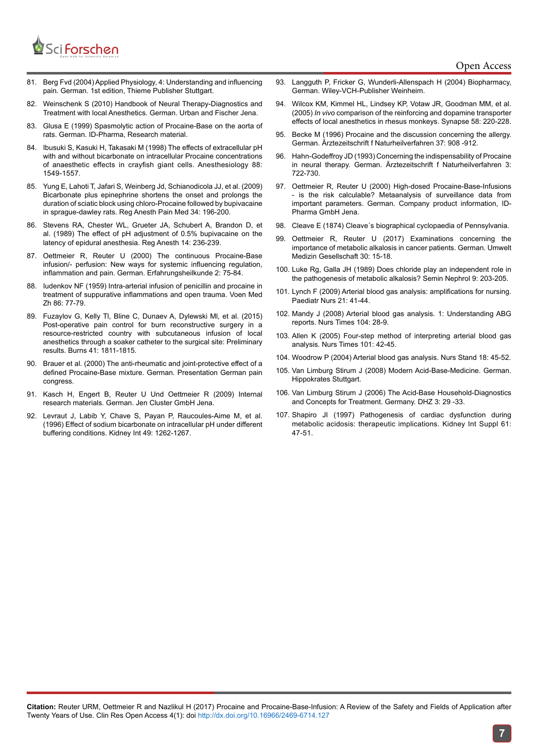81. Berg Fvd (2004) Applied Physiology, 4: Understanding and influencing pain. German. 1st edition, Thieme Publisher Stuttgart.
82. Weinschenk S (2010) Handbook of Neural Therapy-Diagnostics and Treatment with local Anesthetics. German. Urban and Fischer Jena.
83. Glusa E (1999) Spasmolytic action of Procaine-Base on the aorta of rats. German. ID-Pharma, Research material.
84. Ibusuki S, Kasuki H, Takasaki M (1998) The effects of extracellular pH with and without bicarbonate on intracellular Procaine concentrations of anaesthetic effects in crayfish giant cells. Anesthesiology 88: 1549-1557.
85. Yung E, Lahoti T, Jafari S, Weinberg Jd, Schianodicola JJ, et al. (2009) Bicarbonate plus epinephrine shortens the onset and prolongs the duration of sciatic block using chloro-Procaine followed by bupivacaine in sprague-dawley rats. Reg Anesth Pain Med 34: 196-200.
86. Stevens RA, Chester WL, Grueter JA, Schubert A, Brandon D, et al. (1989) The effect of pH adjustment of 0.5% bupivacaine on the latency of epidural anesthesia. Reg Anesth 14: 236-239.
87. Oettmeier R, Reuter U (2000) The continuous Procaine-Base infusion/- perfusion: New ways for systemic influencing regulation, inflammation and pain. German. Erfahrungsheilkunde 2: 75-84.
88. Iudenkov NF (1959) Intra-arterial infusion of penicillin and procaine in treatment of suppurative inflammations and open trauma. Voen Med Zh 86: 77-79.
89. Fuzaylov G, Kelly TI, Bline C, Dunaev A, Dylewski MI, et al. (2015) Post-operative pain control for burn reconstructive surgery in a resource-restricted country with subcutaneous infusion of local anesthetics through a soaker catheter to the surgical site: Preliminary results. Burns 41: 1811-1815.
90. Brauer et al. (2000) The anti-rheumatic and joint-protective effect of a defined Procaine-Base mixture. German. Presentation German pain congress.
91. Kasch H, Engert B, Reuter U Und Oettmeier R (2009) Internal research materials. German. Jen Cluster GmbH Jena.
92. Levraut J, Labib Y, Chave S, Payan P, Raucoules-Aime M, et al. (1996) Effect of sodium bicarbonate on intracellular pH under different buffering conditions. Kidney Int 49: 1262-1267.
93. Langguth P, Fricker G, Wunderli-Allenspach H (2004) Biopharmacy, German. Wiley-VCH-Publisher Weinheim.
94. Wilcox KM, Kimmel HL, Lindsey KP, Votaw JR, Goodman MM, et al. (2005) *In vivo* comparison of the reinforcing and dopamine transporter effects of local anesthetics in rhesus monkeys. Synapse 58: 220-228.
95. Becke M (1996) Procaine and the discussion concerning the allergy. German. Ärztezeitschrift f Naturheilverfahren 37: 908 -912.
96. Hahn-Godeffroy JD (1993) Concerning the indispensability of Procaine in neural therapy. German. Ärztezeitschrift f Naturheilverfahren 3: 722-730.
97. Oettmeier R, Reuter U (2000) High-dosed Procaine-Base-Infusions - is the risk calculable? Metaanalysis of surveillance data from important parameters. German. Company product information, ID-Pharma GmbH Jena.
98. Cleave E (1874) Cleave´s biographical cyclopaedia of Pennsylvania.
99. Oettmeier R, Reuter U (2017) Examinations concerning the importance of metabolic alkalosis in cancer patients. German. Umwelt Medizin Gesellschaft 30: 15-18.
100. Luke Rg, Galla JH (1989) Does chloride play an independent role in the pathogenesis of metabolic alkalosis? Semin Nephrol 9: 203-205.
101. Lynch F (2009) Arterial blood gas analysis: amplifications for nursing. Paediatr Nurs 21: 41-44.
102. Mandy J (2008) Arterial blood gas analysis. 1: Understanding ABG reports. Nurs Times 104: 28-9.
103. Allen K (2005) Four-step method of interpreting arterial blood gas analysis. Nurs Times 101: 42-45.
104. Woodrow P (2004) Arterial blood gas analysis. Nurs Stand 18: 45-52.
105. Van Limburg Stirum J (2008) Modern Acid-Base-Medicine. German. Hippokrates Stuttgart.
106. Van Limburg Stirum J (2006) The Acid-Base Household-Diagnostics and Concepts for Treatment. Germany. DHZ 3: 29 -33.
107. Shapiro JI (1997) Pathogenesis of cardiac dysfunction during metabolic acidosis: therapeutic implications. Kidney Int Suppl 61: 47-51.